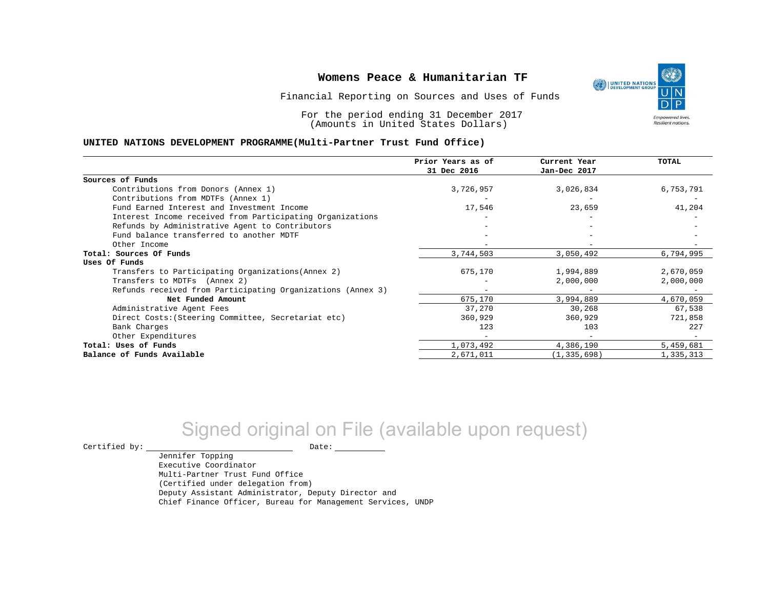# Womens Peace & Humanitarian TF

Financial Reporting on Sources and Uses of Funds

For the period ending 31 December 2017
(Amounts in United States Dollars)

**UNITED NATIONS DEVELOPMENT PROGRAMME(Multi-Partner Trust Fund Office)**

| | Prior Years as of 31 Dec 2016 | Current Year Jan-Dec 2017 | TOTAL |
|---|---|---|---|
| **Sources of Funds** | | | |
| Contributions from Donors (Annex 1) | 3,726,957 | 3,026,834 | 6,753,791 |
| Contributions from MDTFs (Annex 1) | - | - | - |
| Fund Earned Interest and Investment Income | 17,546 | 23,659 | 41,204 |
| Interest Income received from Participating Organizations | - | - | - |
| Refunds by Administrative Agent to Contributors | - | - | - |
| Fund balance transferred to another MDTF | - | - | - |
| Other Income | - | - | - |
| **Total: Sources Of Funds** | 3,744,503 | 3,050,492 | 6,794,995 |
| **Uses Of Funds** | | | |
| Transfers to Participating Organizations(Annex 2) | 675,170 | 1,994,889 | 2,670,059 |
| Transfers to MDTFs (Annex 2) | - | 2,000,000 | 2,000,000 |
| Refunds received from Participating Organizations (Annex 3) | - | - | - |
| **Net Funded Amount** | 675,170 | 3,994,889 | 4,670,059 |
| Administrative Agent Fees | 37,270 | 30,268 | 67,538 |
| Direct Costs:(Steering Committee, Secretariat etc) | 360,929 | 360,929 | 721,858 |
| Bank Charges | 123 | 103 | 227 |
| Other Expenditures | - | - | - |
| **Total: Uses of Funds** | 1,073,492 | 4,386,190 | 5,459,681 |
| **Balance of Funds Available** | 2,671,011 | (1,335,698) | 1,335,313 |

Signed original on File (available upon request)

Certified by: ______________________ Date: __________

Jennifer Topping
Executive Coordinator
Multi-Partner Trust Fund Office
(Certified under delegation from)
Deputy Assistant Administrator, Deputy Director and
Chief Finance Officer, Bureau for Management Services, UNDP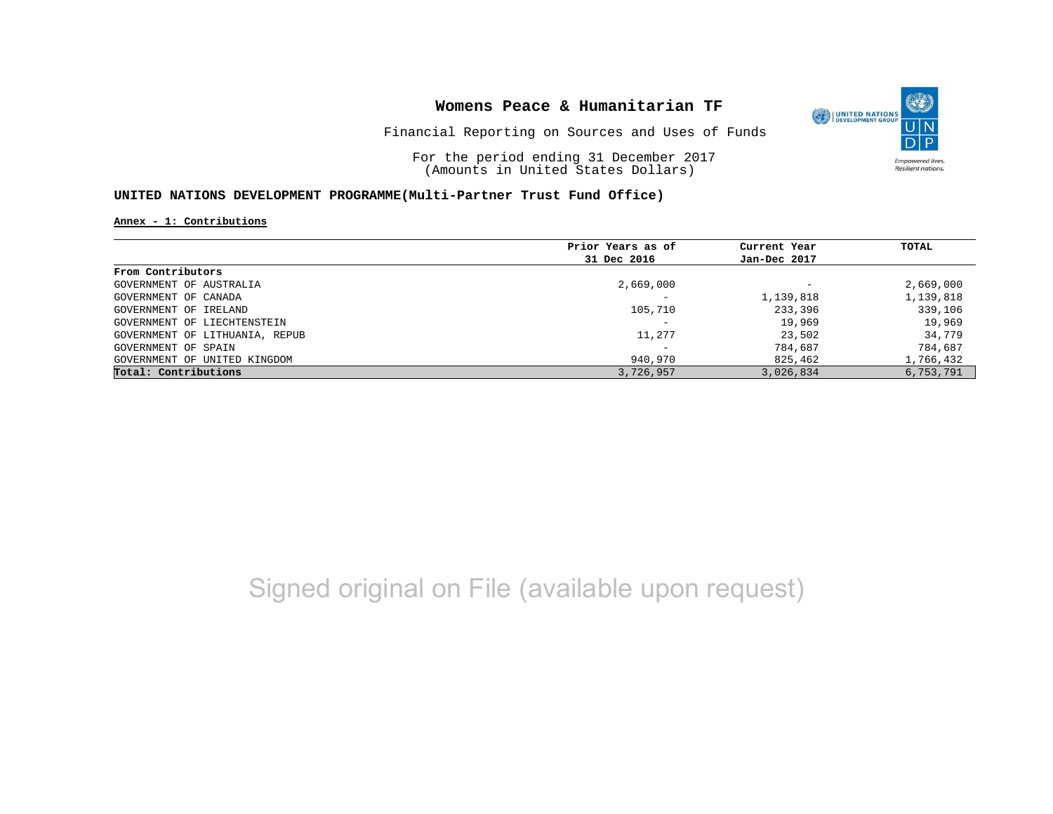# Womens Peace & Humanitarian TF

Financial Reporting on Sources and Uses of Funds

For the period ending 31 December 2017
(Amounts in United States Dollars)

**UNITED NATIONS DEVELOPMENT PROGRAMME(Multi-Partner Trust Fund Office)**

**Annex - 1: Contributions**

| | Prior Years as of 31 Dec 2016 | Current Year Jan-Dec 2017 | TOTAL |
|---|---|---|---|
| **From Contributors** | | | |
| GOVERNMENT OF AUSTRALIA | 2,669,000 | - | 2,669,000 |
| GOVERNMENT OF CANADA | - | 1,139,818 | 1,139,818 |
| GOVERNMENT OF IRELAND | 105,710 | 233,396 | 339,106 |
| GOVERNMENT OF LIECHTENSTEIN | - | 19,969 | 19,969 |
| GOVERNMENT OF LITHUANIA, REPUB | 11,277 | 23,502 | 34,779 |
| GOVERNMENT OF SPAIN | - | 784,687 | 784,687 |
| GOVERNMENT OF UNITED KINGDOM | 940,970 | 825,462 | 1,766,432 |
| **Total: Contributions** | 3,726,957 | 3,026,834 | 6,753,791 |

Signed original on File (available upon request)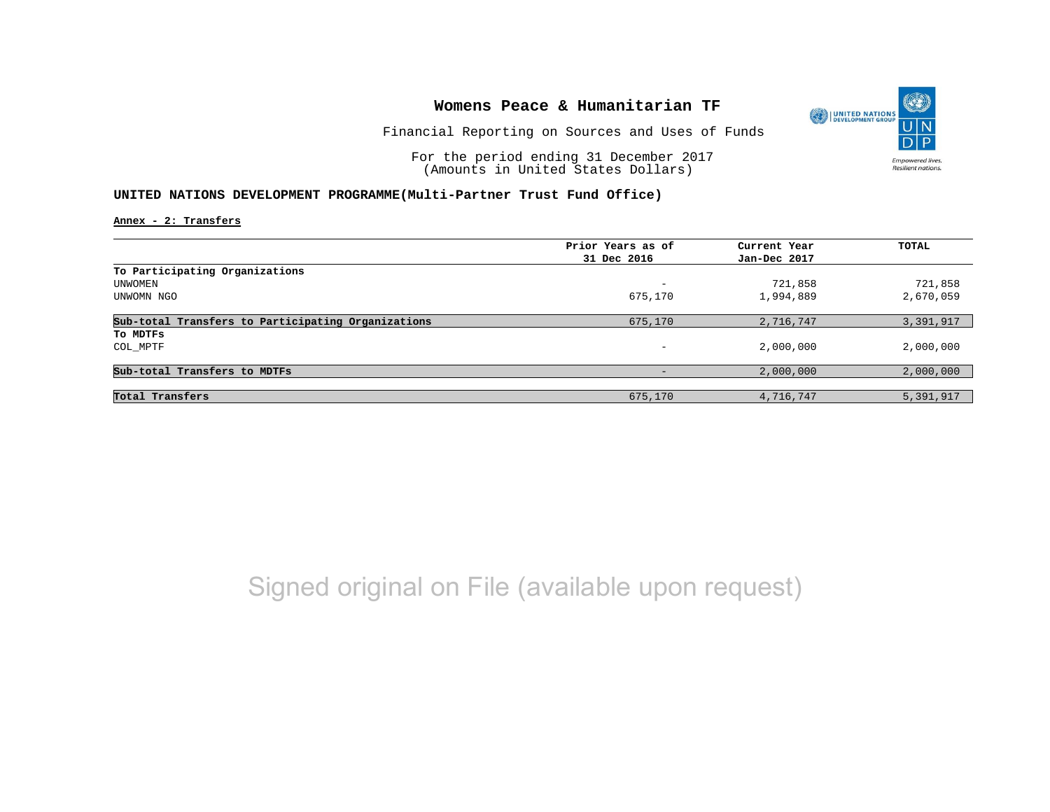# Womens Peace & Humanitarian TF

Financial Reporting on Sources and Uses of Funds

For the period ending 31 December 2017
(Amounts in United States Dollars)

**UNITED NATIONS DEVELOPMENT PROGRAMME(Multi-Partner Trust Fund Office)**

**Annex - 2: Transfers**

| | Prior Years as of 31 Dec 2016 | Current Year Jan-Dec 2017 | TOTAL |
|---|---|---|---|
| **To Participating Organizations** | | | |
| UNWOMEN | - | 721,858 | 721,858 |
| UNWOMN NGO | 675,170 | 1,994,889 | 2,670,059 |
| **Sub-total Transfers to Participating Organizations** | 675,170 | 2,716,747 | 3,391,917 |
| **To MDTFs** | | | |
| COL_MPTF | - | 2,000,000 | 2,000,000 |
| **Sub-total Transfers to MDTFs** | - | 2,000,000 | 2,000,000 |
| **Total Transfers** | 675,170 | 4,716,747 | 5,391,917 |

Signed original on File (available upon request)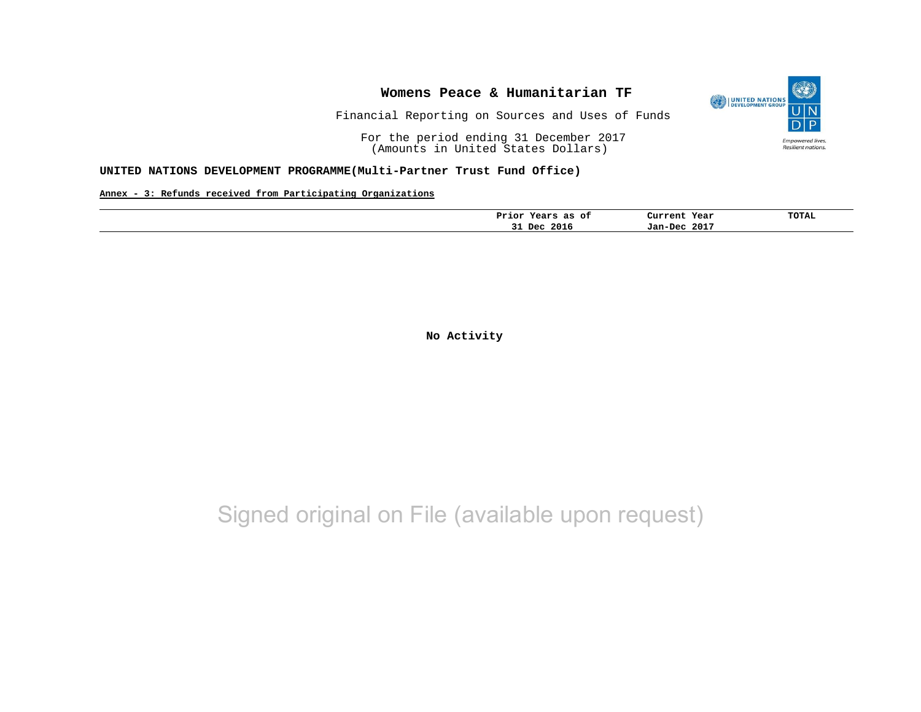# Womens Peace & Humanitarian TF

Financial Reporting on Sources and Uses of Funds

For the period ending 31 December 2017
(Amounts in United States Dollars)

**UNITED NATIONS DEVELOPMENT PROGRAMME(Multi-Partner Trust Fund Office)**

**Annex - 3: Refunds received from Participating Organizations**

| | Prior Years as of 31 Dec 2016 | Current Year Jan-Dec 2017 | TOTAL |
|---|---|---|---|

**No Activity**

Signed original on File (available upon request)